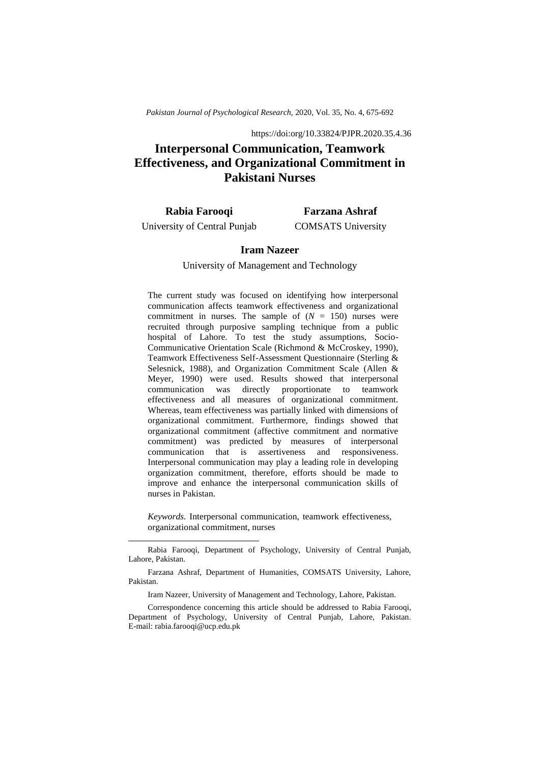https://doi:org/10.33824/PJPR.2020.35.4.36

# Interpersonal Communication, Teamwork Effectiveness, and Organizational Commitment in Pakistani Nurses

**Rabia Farooqi**
University of Central Punjab

**Farzana Ashraf**
COMSATS University

**Iram Nazeer**
University of Management and Technology

The current study was focused on identifying how interpersonal communication affects teamwork effectiveness and organizational commitment in nurses. The sample of ($N$ = 150) nurses were recruited through purposive sampling technique from a public hospital of Lahore. To test the study assumptions, Socio-Communicative Orientation Scale (Richmond & McCroskey, 1990), Teamwork Effectiveness Self-Assessment Questionnaire (Sterling & Selesnick, 1988), and Organization Commitment Scale (Allen & Meyer, 1990) were used. Results showed that interpersonal communication was directly proportionate to teamwork effectiveness and all measures of organizational commitment. Whereas, team effectiveness was partially linked with dimensions of organizational commitment. Furthermore, findings showed that organizational commitment (affective commitment and normative commitment) was predicted by measures of interpersonal communication that is assertiveness and responsiveness. Interpersonal communication may play a leading role in developing organization commitment, therefore, efforts should be made to improve and enhance the interpersonal communication skills of nurses in Pakistan.

*Keywords.* Interpersonal communication, teamwork effectiveness, organizational commitment, nurses

---

Rabia Farooqi, Department of Psychology, University of Central Punjab, Lahore, Pakistan.

Farzana Ashraf, Department of Humanities, COMSATS University, Lahore, Pakistan.

Iram Nazeer, University of Management and Technology, Lahore, Pakistan.

Correspondence concerning this article should be addressed to Rabia Farooqi, Department of Psychology, University of Central Punjab, Lahore, Pakistan. E-mail: rabia.farooqi@ucp.edu.pk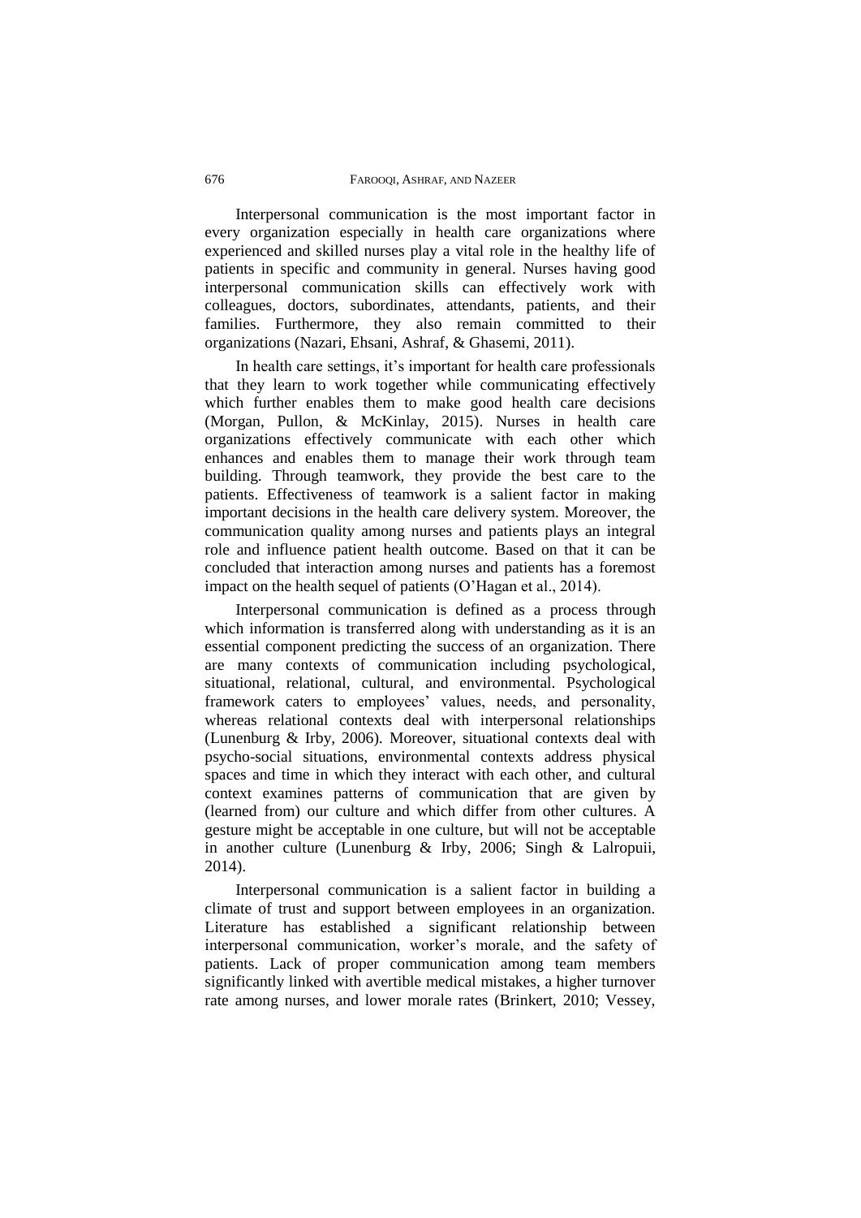Interpersonal communication is the most important factor in every organization especially in health care organizations where experienced and skilled nurses play a vital role in the healthy life of patients in specific and community in general. Nurses having good interpersonal communication skills can effectively work with colleagues, doctors, subordinates, attendants, patients, and their families. Furthermore, they also remain committed to their organizations (Nazari, Ehsani, Ashraf, & Ghasemi, 2011).

In health care settings, it's important for health care professionals that they learn to work together while communicating effectively which further enables them to make good health care decisions (Morgan, Pullon, & McKinlay, 2015). Nurses in health care organizations effectively communicate with each other which enhances and enables them to manage their work through team building. Through teamwork, they provide the best care to the patients. Effectiveness of teamwork is a salient factor in making important decisions in the health care delivery system. Moreover, the communication quality among nurses and patients plays an integral role and influence patient health outcome. Based on that it can be concluded that interaction among nurses and patients has a foremost impact on the health sequel of patients (O'Hagan et al., 2014).

Interpersonal communication is defined as a process through which information is transferred along with understanding as it is an essential component predicting the success of an organization. There are many contexts of communication including psychological, situational, relational, cultural, and environmental. Psychological framework caters to employees' values, needs, and personality, whereas relational contexts deal with interpersonal relationships (Lunenburg & Irby, 2006). Moreover, situational contexts deal with psycho-social situations, environmental contexts address physical spaces and time in which they interact with each other, and cultural context examines patterns of communication that are given by (learned from) our culture and which differ from other cultures. A gesture might be acceptable in one culture, but will not be acceptable in another culture (Lunenburg & Irby, 2006; Singh & Lalropuii, 2014).

Interpersonal communication is a salient factor in building a climate of trust and support between employees in an organization. Literature has established a significant relationship between interpersonal communication, worker's morale, and the safety of patients. Lack of proper communication among team members significantly linked with avertible medical mistakes, a higher turnover rate among nurses, and lower morale rates (Brinkert, 2010; Vessey,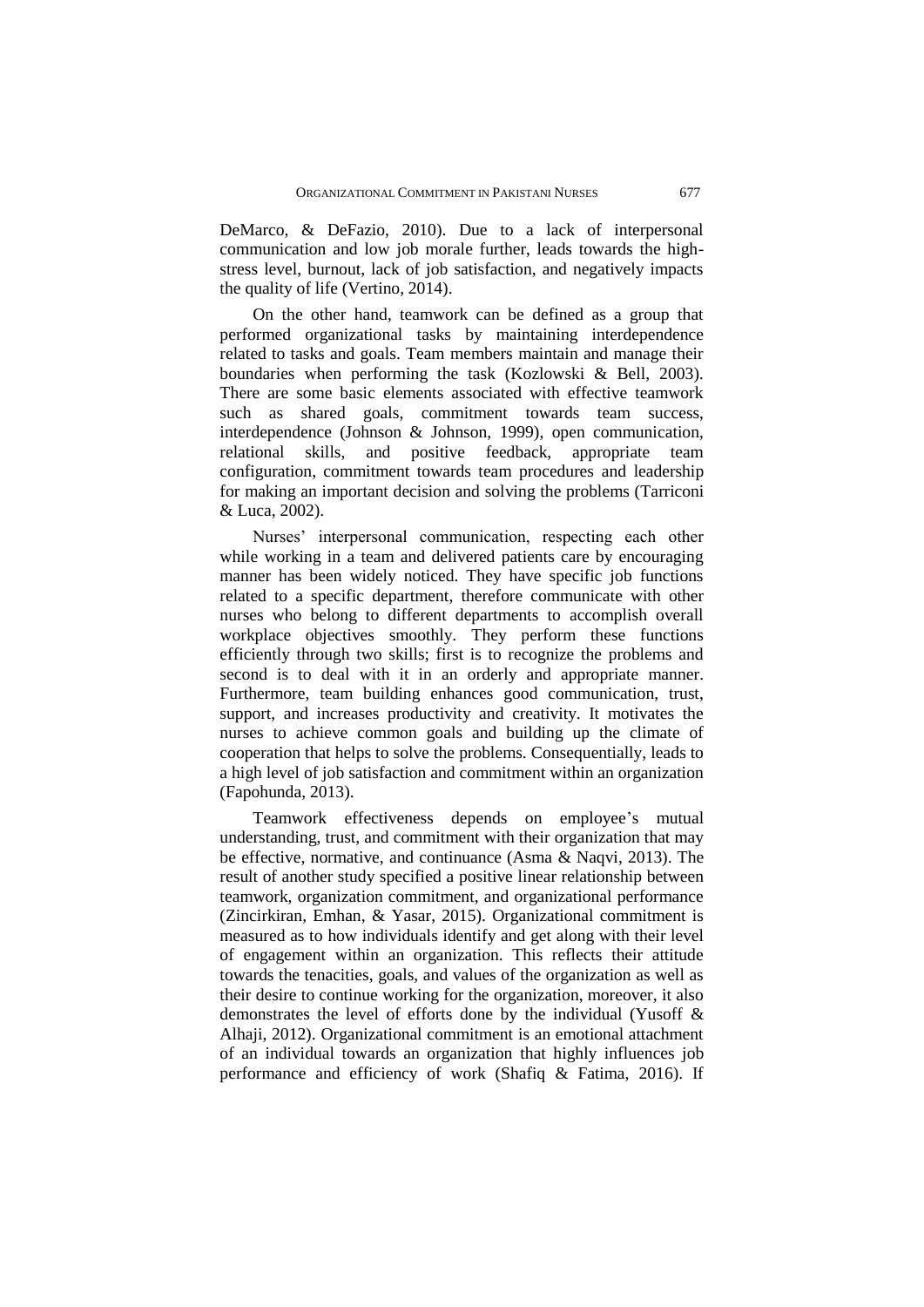DeMarco, & DeFazio, 2010). Due to a lack of interpersonal communication and low job morale further, leads towards the high-stress level, burnout, lack of job satisfaction, and negatively impacts the quality of life (Vertino, 2014).

On the other hand, teamwork can be defined as a group that performed organizational tasks by maintaining interdependence related to tasks and goals. Team members maintain and manage their boundaries when performing the task (Kozlowski & Bell, 2003). There are some basic elements associated with effective teamwork such as shared goals, commitment towards team success, interdependence (Johnson & Johnson, 1999), open communication, relational skills, and positive feedback, appropriate team configuration, commitment towards team procedures and leadership for making an important decision and solving the problems (Tarriconi & Luca, 2002).

Nurses' interpersonal communication, respecting each other while working in a team and delivered patients care by encouraging manner has been widely noticed. They have specific job functions related to a specific department, therefore communicate with other nurses who belong to different departments to accomplish overall workplace objectives smoothly. They perform these functions efficiently through two skills; first is to recognize the problems and second is to deal with it in an orderly and appropriate manner. Furthermore, team building enhances good communication, trust, support, and increases productivity and creativity. It motivates the nurses to achieve common goals and building up the climate of cooperation that helps to solve the problems. Consequentially, leads to a high level of job satisfaction and commitment within an organization (Fapohunda, 2013).

Teamwork effectiveness depends on employee's mutual understanding, trust, and commitment with their organization that may be effective, normative, and continuance (Asma & Naqvi, 2013). The result of another study specified a positive linear relationship between teamwork, organization commitment, and organizational performance (Zincirkiran, Emhan, & Yasar, 2015). Organizational commitment is measured as to how individuals identify and get along with their level of engagement within an organization. This reflects their attitude towards the tenacities, goals, and values of the organization as well as their desire to continue working for the organization, moreover, it also demonstrates the level of efforts done by the individual (Yusoff & Alhaji, 2012). Organizational commitment is an emotional attachment of an individual towards an organization that highly influences job performance and efficiency of work (Shafiq & Fatima, 2016). If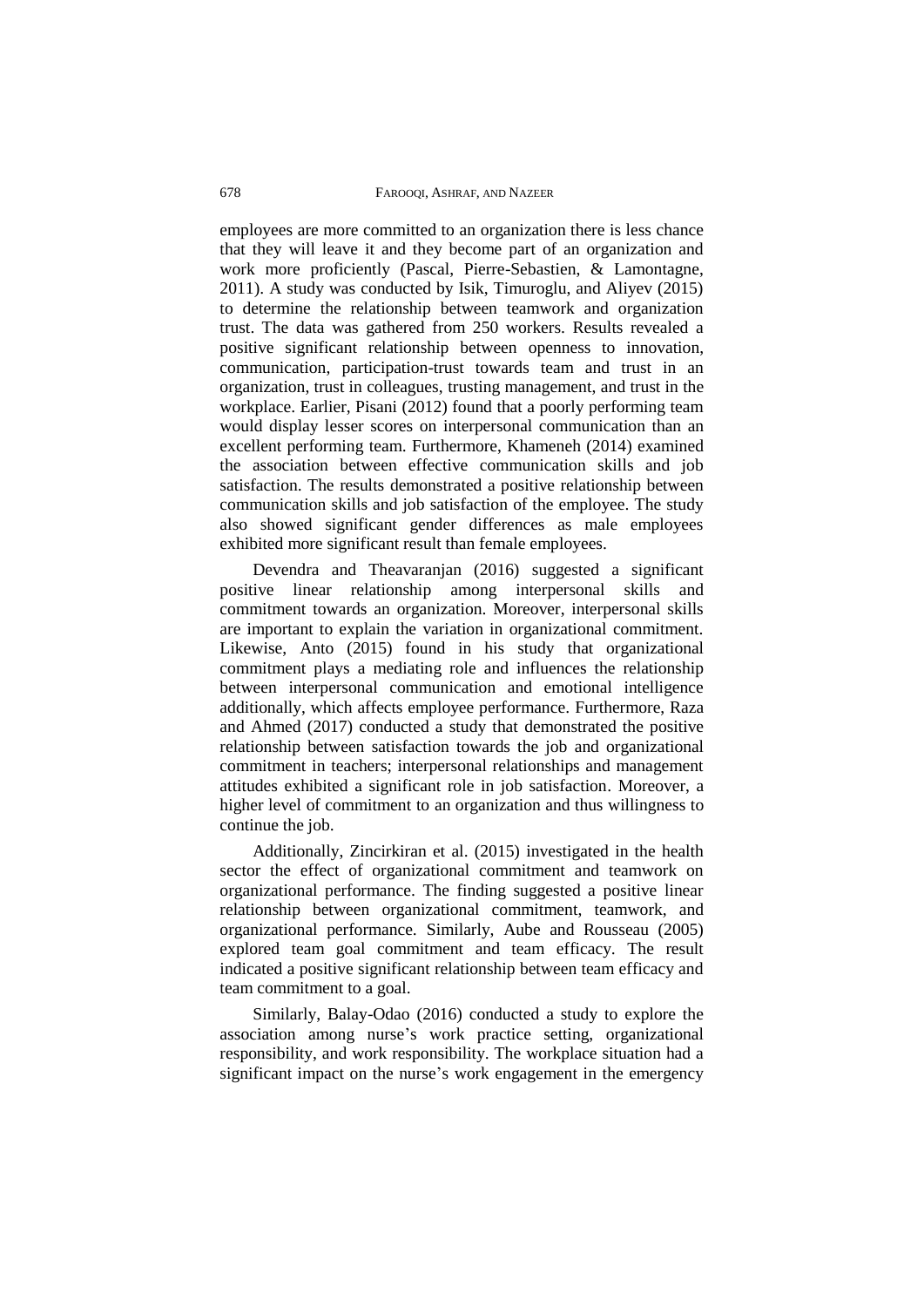employees are more committed to an organization there is less chance that they will leave it and they become part of an organization and work more proficiently (Pascal, Pierre-Sebastien, & Lamontagne, 2011). A study was conducted by Isik, Timuroglu, and Aliyev (2015) to determine the relationship between teamwork and organization trust. The data was gathered from 250 workers. Results revealed a positive significant relationship between openness to innovation, communication, participation-trust towards team and trust in an organization, trust in colleagues, trusting management, and trust in the workplace. Earlier, Pisani (2012) found that a poorly performing team would display lesser scores on interpersonal communication than an excellent performing team. Furthermore, Khameneh (2014) examined the association between effective communication skills and job satisfaction. The results demonstrated a positive relationship between communication skills and job satisfaction of the employee. The study also showed significant gender differences as male employees exhibited more significant result than female employees.

Devendra and Theavaranjan (2016) suggested a significant positive linear relationship among interpersonal skills and commitment towards an organization. Moreover, interpersonal skills are important to explain the variation in organizational commitment. Likewise, Anto (2015) found in his study that organizational commitment plays a mediating role and influences the relationship between interpersonal communication and emotional intelligence additionally, which affects employee performance. Furthermore, Raza and Ahmed (2017) conducted a study that demonstrated the positive relationship between satisfaction towards the job and organizational commitment in teachers; interpersonal relationships and management attitudes exhibited a significant role in job satisfaction. Moreover, a higher level of commitment to an organization and thus willingness to continue the job.

Additionally, Zincirkiran et al. (2015) investigated in the health sector the effect of organizational commitment and teamwork on organizational performance. The finding suggested a positive linear relationship between organizational commitment, teamwork, and organizational performance. Similarly, Aube and Rousseau (2005) explored team goal commitment and team efficacy. The result indicated a positive significant relationship between team efficacy and team commitment to a goal.

Similarly, Balay-Odao (2016) conducted a study to explore the association among nurse's work practice setting, organizational responsibility, and work responsibility. The workplace situation had a significant impact on the nurse's work engagement in the emergency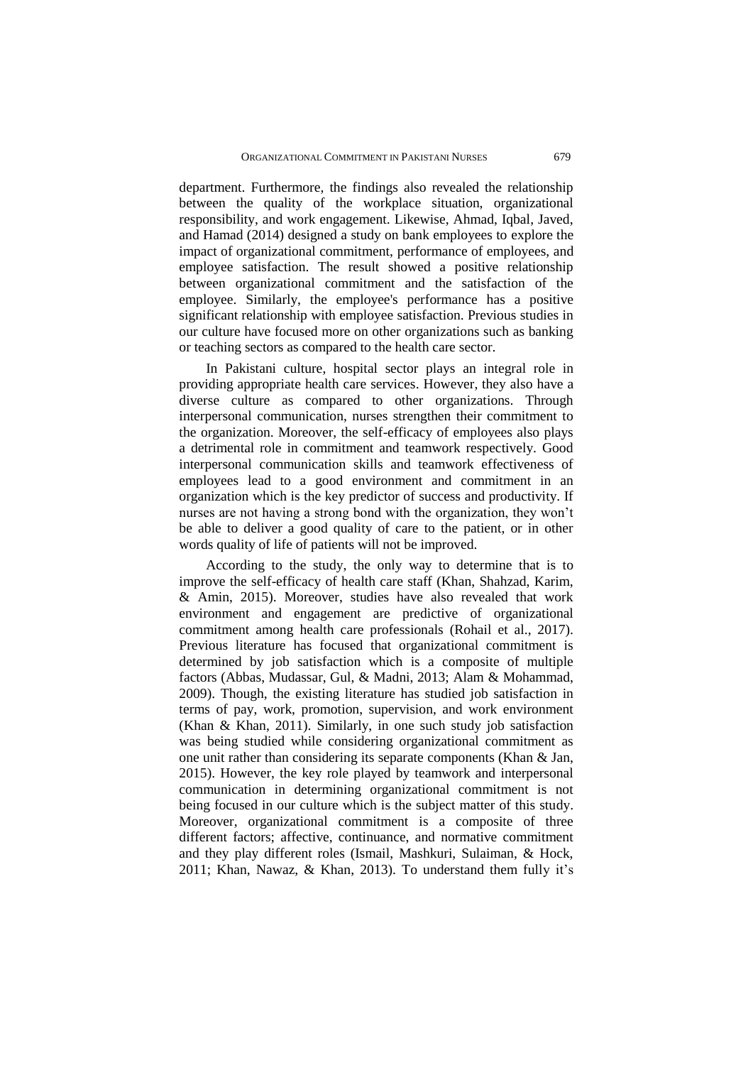department. Furthermore, the findings also revealed the relationship between the quality of the workplace situation, organizational responsibility, and work engagement. Likewise, Ahmad, Iqbal, Javed, and Hamad (2014) designed a study on bank employees to explore the impact of organizational commitment, performance of employees, and employee satisfaction. The result showed a positive relationship between organizational commitment and the satisfaction of the employee. Similarly, the employee's performance has a positive significant relationship with employee satisfaction. Previous studies in our culture have focused more on other organizations such as banking or teaching sectors as compared to the health care sector.

In Pakistani culture, hospital sector plays an integral role in providing appropriate health care services. However, they also have a diverse culture as compared to other organizations. Through interpersonal communication, nurses strengthen their commitment to the organization. Moreover, the self-efficacy of employees also plays a detrimental role in commitment and teamwork respectively. Good interpersonal communication skills and teamwork effectiveness of employees lead to a good environment and commitment in an organization which is the key predictor of success and productivity. If nurses are not having a strong bond with the organization, they won't be able to deliver a good quality of care to the patient, or in other words quality of life of patients will not be improved.

According to the study, the only way to determine that is to improve the self-efficacy of health care staff (Khan, Shahzad, Karim, & Amin, 2015). Moreover, studies have also revealed that work environment and engagement are predictive of organizational commitment among health care professionals (Rohail et al., 2017). Previous literature has focused that organizational commitment is determined by job satisfaction which is a composite of multiple factors (Abbas, Mudassar, Gul, & Madni, 2013; Alam & Mohammad, 2009). Though, the existing literature has studied job satisfaction in terms of pay, work, promotion, supervision, and work environment (Khan & Khan, 2011). Similarly, in one such study job satisfaction was being studied while considering organizational commitment as one unit rather than considering its separate components (Khan & Jan, 2015). However, the key role played by teamwork and interpersonal communication in determining organizational commitment is not being focused in our culture which is the subject matter of this study. Moreover, organizational commitment is a composite of three different factors; affective, continuance, and normative commitment and they play different roles (Ismail, Mashkuri, Sulaiman, & Hock, 2011; Khan, Nawaz, & Khan, 2013). To understand them fully it's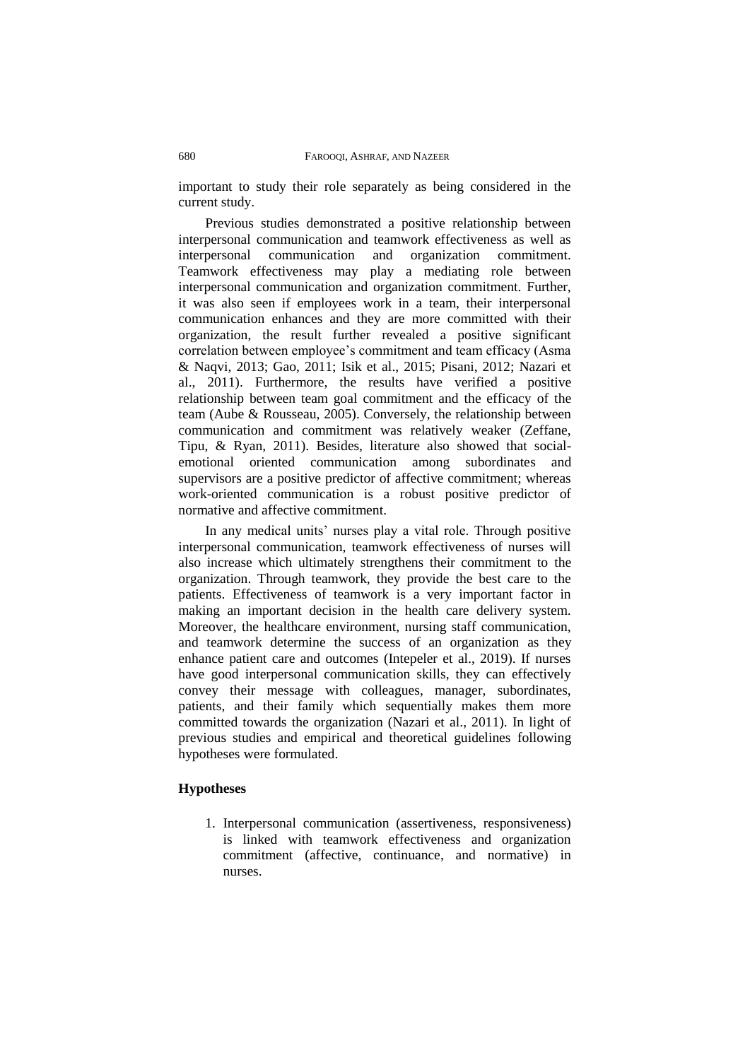important to study their role separately as being considered in the current study.

Previous studies demonstrated a positive relationship between interpersonal communication and teamwork effectiveness as well as interpersonal communication and organization commitment. Teamwork effectiveness may play a mediating role between interpersonal communication and organization commitment. Further, it was also seen if employees work in a team, their interpersonal communication enhances and they are more committed with their organization, the result further revealed a positive significant correlation between employee's commitment and team efficacy (Asma & Naqvi, 2013; Gao, 2011; Isik et al., 2015; Pisani, 2012; Nazari et al., 2011). Furthermore, the results have verified a positive relationship between team goal commitment and the efficacy of the team (Aube & Rousseau, 2005). Conversely, the relationship between communication and commitment was relatively weaker (Zeffane, Tipu, & Ryan, 2011). Besides, literature also showed that social-emotional oriented communication among subordinates and supervisors are a positive predictor of affective commitment; whereas work-oriented communication is a robust positive predictor of normative and affective commitment.

In any medical units' nurses play a vital role. Through positive interpersonal communication, teamwork effectiveness of nurses will also increase which ultimately strengthens their commitment to the organization. Through teamwork, they provide the best care to the patients. Effectiveness of teamwork is a very important factor in making an important decision in the health care delivery system. Moreover, the healthcare environment, nursing staff communication, and teamwork determine the success of an organization as they enhance patient care and outcomes (Intepeler et al., 2019). If nurses have good interpersonal communication skills, they can effectively convey their message with colleagues, manager, subordinates, patients, and their family which sequentially makes them more committed towards the organization (Nazari et al., 2011). In light of previous studies and empirical and theoretical guidelines following hypotheses were formulated.

**Hypotheses**

1. Interpersonal communication (assertiveness, responsiveness) is linked with teamwork effectiveness and organization commitment (affective, continuance, and normative) in nurses.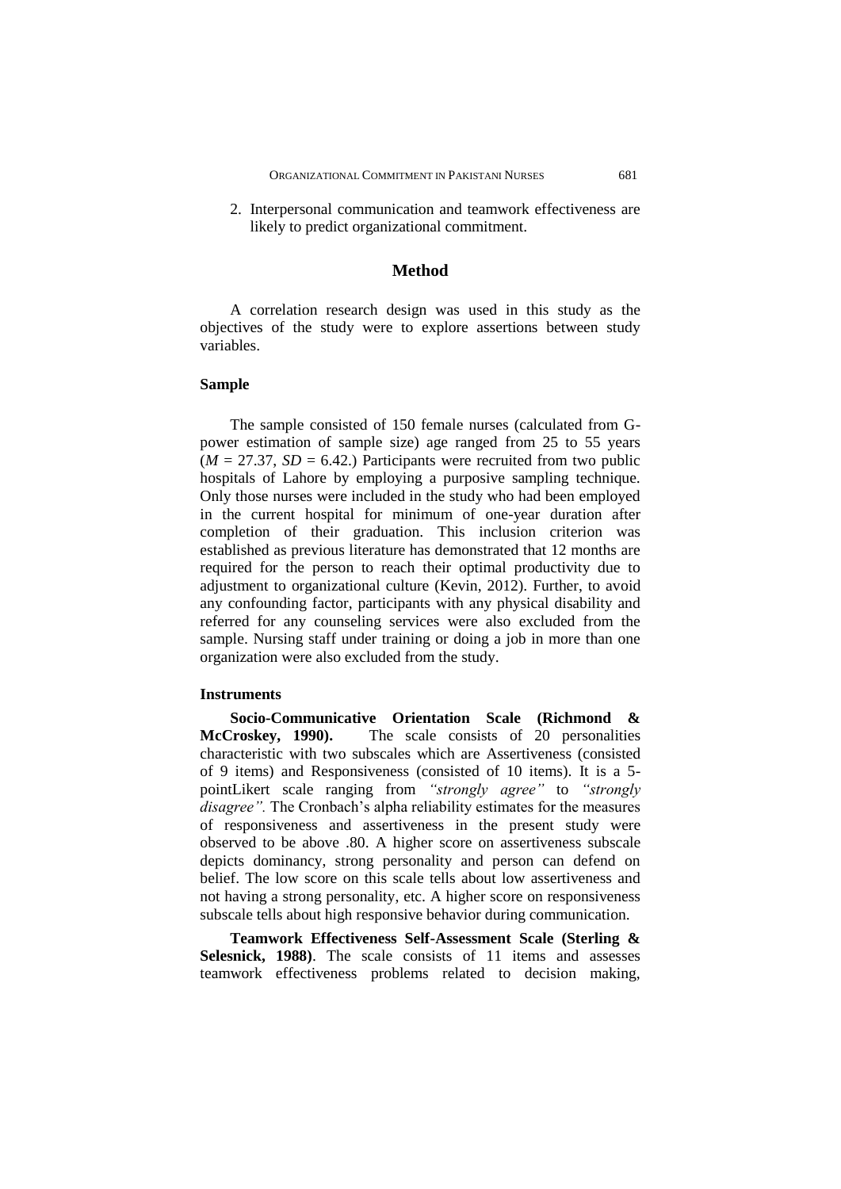2. Interpersonal communication and teamwork effectiveness are likely to predict organizational commitment.

## Method

A correlation research design was used in this study as the objectives of the study were to explore assertions between study variables.

### Sample

The sample consisted of 150 female nurses (calculated from G-power estimation of sample size) age ranged from 25 to 55 years ($M$ = 27.37, $SD$ = 6.42.) Participants were recruited from two public hospitals of Lahore by employing a purposive sampling technique. Only those nurses were included in the study who had been employed in the current hospital for minimum of one-year duration after completion of their graduation. This inclusion criterion was established as previous literature has demonstrated that 12 months are required for the person to reach their optimal productivity due to adjustment to organizational culture (Kevin, 2012). Further, to avoid any confounding factor, participants with any physical disability and referred for any counseling services were also excluded from the sample. Nursing staff under training or doing a job in more than one organization were also excluded from the study.

### Instruments

**Socio-Communicative Orientation Scale (Richmond & McCroskey, 1990).** The scale consists of 20 personalities characteristic with two subscales which are Assertiveness (consisted of 9 items) and Responsiveness (consisted of 10 items). It is a 5-pointLikert scale ranging from *"strongly agree"* to *"strongly disagree".* The Cronbach's alpha reliability estimates for the measures of responsiveness and assertiveness in the present study were observed to be above .80. A higher score on assertiveness subscale depicts dominancy, strong personality and person can defend on belief. The low score on this scale tells about low assertiveness and not having a strong personality, etc. A higher score on responsiveness subscale tells about high responsive behavior during communication.

**Teamwork Effectiveness Self-Assessment Scale (Sterling & Selesnick, 1988)**. The scale consists of 11 items and assesses teamwork effectiveness problems related to decision making,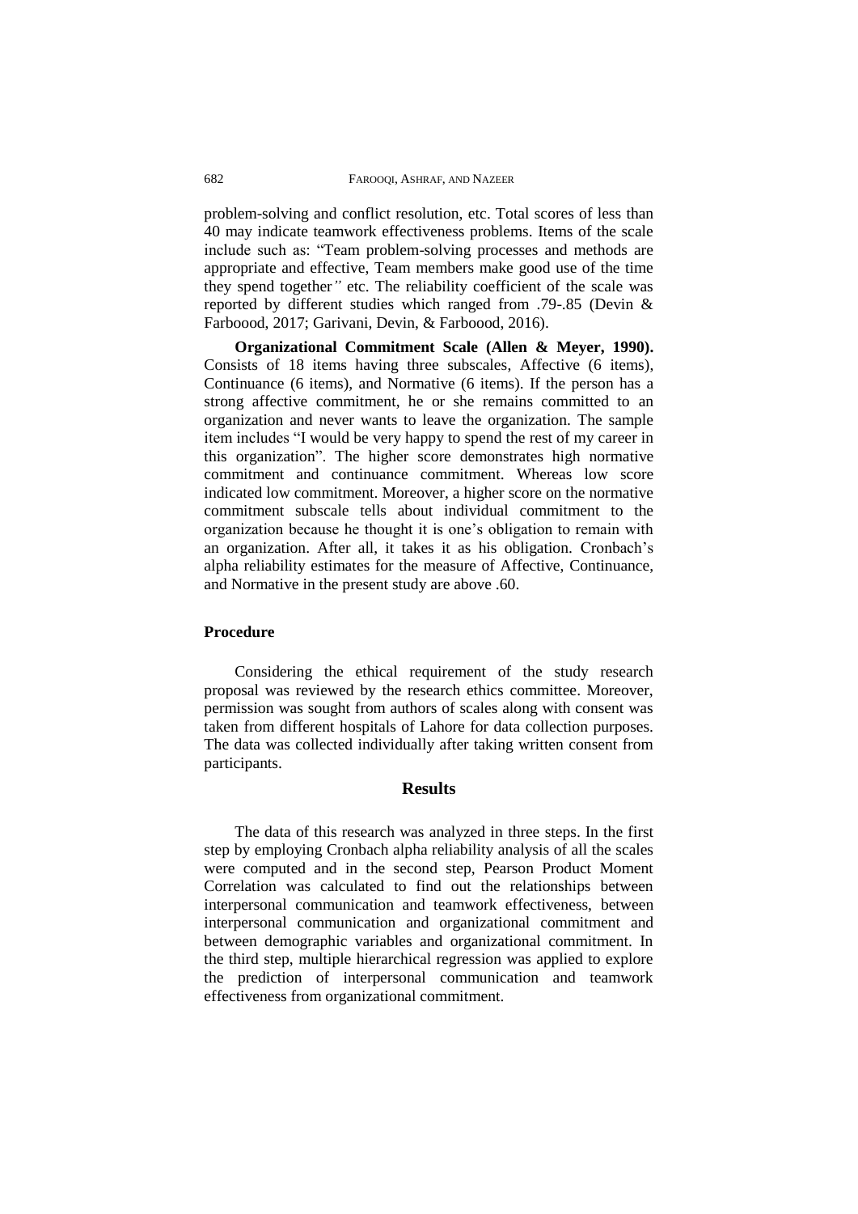problem-solving and conflict resolution, etc. Total scores of less than 40 may indicate teamwork effectiveness problems. Items of the scale include such as: "Team problem-solving processes and methods are appropriate and effective, Team members make good use of the time they spend together*"* etc. The reliability coefficient of the scale was reported by different studies which ranged from .79-.85 (Devin & Farboood, 2017; Garivani, Devin, & Farboood, 2016).

**Organizational Commitment Scale (Allen & Meyer, 1990).** Consists of 18 items having three subscales, Affective (6 items), Continuance (6 items), and Normative (6 items). If the person has a strong affective commitment, he or she remains committed to an organization and never wants to leave the organization. The sample item includes "I would be very happy to spend the rest of my career in this organization". The higher score demonstrates high normative commitment and continuance commitment. Whereas low score indicated low commitment. Moreover, a higher score on the normative commitment subscale tells about individual commitment to the organization because he thought it is one's obligation to remain with an organization. After all, it takes it as his obligation. Cronbach's alpha reliability estimates for the measure of Affective, Continuance, and Normative in the present study are above .60.

### Procedure

Considering the ethical requirement of the study research proposal was reviewed by the research ethics committee. Moreover, permission was sought from authors of scales along with consent was taken from different hospitals of Lahore for data collection purposes. The data was collected individually after taking written consent from participants.

## Results

The data of this research was analyzed in three steps. In the first step by employing Cronbach alpha reliability analysis of all the scales were computed and in the second step, Pearson Product Moment Correlation was calculated to find out the relationships between interpersonal communication and teamwork effectiveness, between interpersonal communication and organizational commitment and between demographic variables and organizational commitment. In the third step, multiple hierarchical regression was applied to explore the prediction of interpersonal communication and teamwork effectiveness from organizational commitment.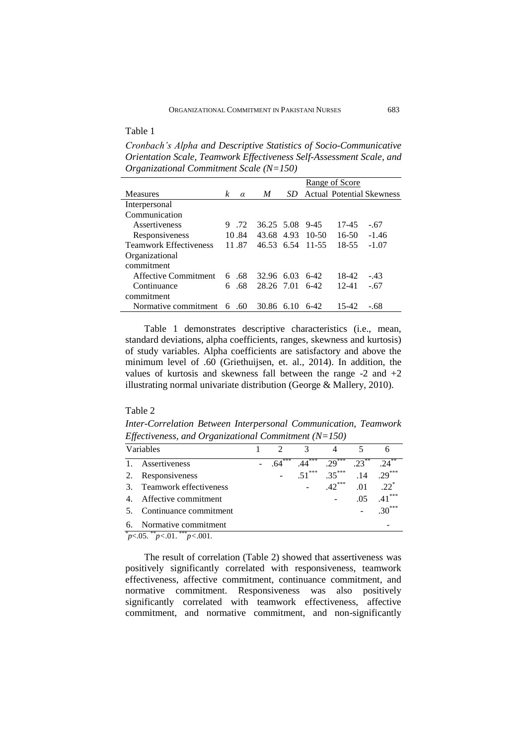Table 1

*Cronbach's Alpha and Descriptive Statistics of Socio-Communicative Orientation Scale, Teamwork Effectiveness Self-Assessment Scale, and Organizational Commitment Scale (N=150)*

| | | | | | Range of Score | | |
|---|---|---|---|---|---|---|---|
| Measures | *k* | *α* | *M* | *SD* | Actual | Potential | Skewness |
| Interpersonal Communication | | | | | | | |
| Assertiveness | 9 | .72 | 36.25 | 5.08 | 9-45 | 17-45 | -.67 |
| Responsiveness | 10 | .84 | 43.68 | 4.93 | 10-50 | 16-50 | -1.46 |
| Teamwork Effectiveness | 11 | .87 | 46.53 | 6.54 | 11-55 | 18-55 | -1.07 |
| Organizational commitment | | | | | | | |
| Affective Commitment | 6 | .68 | 32.96 | 6.03 | 6-42 | 18-42 | -.43 |
| Continuance commitment | 6 | .68 | 28.26 | 7.01 | 6-42 | 12-41 | -.67 |
| Normative commitment | 6 | .60 | 30.86 | 6.10 | 6-42 | 15-42 | -.68 |

Table 1 demonstrates descriptive characteristics (i.e., mean, standard deviations, alpha coefficients, ranges, skewness and kurtosis) of study variables. Alpha coefficients are satisfactory and above the minimum level of .60 (Griethuijsen, et. al., 2014). In addition, the values of kurtosis and skewness fall between the range -2 and +2 illustrating normal univariate distribution (George & Mallery, 2010).

Table 2

*Inter-Correlation Between Interpersonal Communication, Teamwork Effectiveness, and Organizational Commitment (N=150)*

| Variables | 1 | 2 | 3 | 4 | 5 | 6 |
|---|---|---|---|---|---|---|
| 1. Assertiveness | - | $.64^{***}$ | $.44^{***}$ | $.29^{***}$ | $.23^{**}$ | $.24^{**}$ |
| 2. Responsiveness | | - | $.51^{***}$ | $.35^{***}$ | .14 | $.29^{***}$ |
| 3. Teamwork effectiveness | | | - | $.42^{***}$ | .01 | $.22^{*}$ |
| 4. Affective commitment | | | | - | .05 | $.41^{***}$ |
| 5. Continuance commitment | | | | | - | $.30^{***}$ |
| 6. Normative commitment | | | | | | - |

$^{*}p<.05$. $^{**}p<.01$. $^{***}p<.001$.

The result of correlation (Table 2) showed that assertiveness was positively significantly correlated with responsiveness, teamwork effectiveness, affective commitment, continuance commitment, and normative commitment. Responsiveness was also positively significantly correlated with teamwork effectiveness, affective commitment, and normative commitment, and non-significantly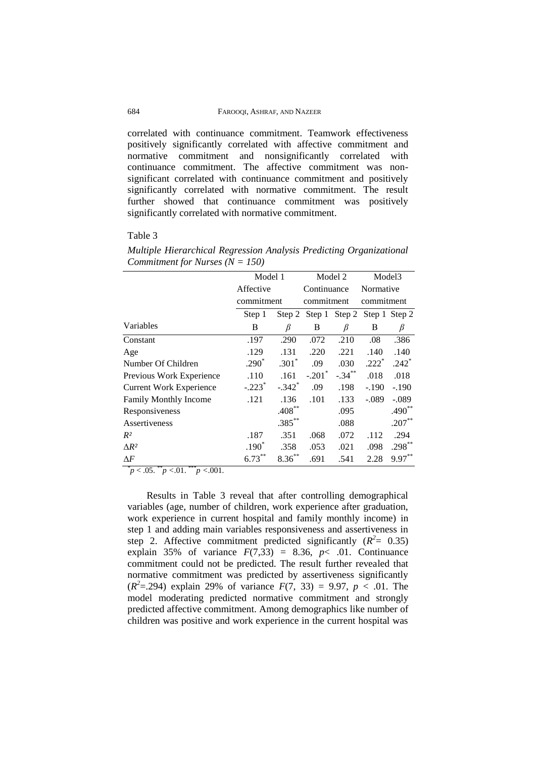correlated with continuance commitment. Teamwork effectiveness positively significantly correlated with affective commitment and normative commitment and nonsignificantly correlated with continuance commitment. The affective commitment was non-significant correlated with continuance commitment and positively significantly correlated with normative commitment. The result further showed that continuance commitment was positively significantly correlated with normative commitment.

Table 3

*Multiple Hierarchical Regression Analysis Predicting Organizational Commitment for Nurses (N = 150)*

| | Model 1 | | Model 2 | | Model3 | |
|---|---|---|---|---|---|---|
| | Affective commitment | | Continuance commitment | | Normative commitment | |
| | Step 1 | Step 2 | Step 1 | Step 2 | Step 1 | Step 2 |
| Variables | B | $\beta$ | B | $\beta$ | B | $\beta$ |
| Constant | .197 | .290 | .072 | .210 | .08 | .386 |
| Age | .129 | .131 | .220 | .221 | .140 | .140 |
| Number Of Children | $.290^{*}$ | $.301^{*}$ | .09 | .030 | $.222^{*}$ | $.242^{*}$ |
| Previous Work Experience | .110 | .161 | $-.201^{*}$ | $-.34^{**}$ | .018 | .018 |
| Current Work Experience | $-.223^{*}$ | $-.342^{*}$ | .09 | .198 | -.190 | -.190 |
| Family Monthly Income | .121 | .136 | .101 | .133 | -.089 | -.089 |
| Responsiveness | | $.408^{**}$ | | .095 | | $.490^{**}$ |
| Assertiveness | | $.385^{**}$ | | .088 | | $.207^{**}$ |
| $R^2$ | .187 | .351 | .068 | .072 | .112 | .294 |
| $\Delta R^2$ | $.190^{*}$ | .358 | .053 | .021 | .098 | $.298^{**}$ |
| $\Delta F$ | $6.73^{**}$ | $8.36^{**}$ | .691 | .541 | 2.28 | $9.97^{**}$ |

$^{*}p < .05$. $^{**}p < .01$. $^{***}p < .001$.

Results in Table 3 reveal that after controlling demographical variables (age, number of children, work experience after graduation, work experience in current hospital and family monthly income) in step 1 and adding main variables responsiveness and assertiveness in step 2. Affective commitment predicted significantly ($R^2 = 0.35$) explain 35% of variance $F(7,33) = 8.36$, $p < .01$. Continuance commitment could not be predicted. The result further revealed that normative commitment was predicted by assertiveness significantly ($R^2 = .294$) explain 29% of variance $F(7, 33) = 9.97$, $p < .01$. The model moderating predicted normative commitment and strongly predicted affective commitment. Among demographics like number of children was positive and work experience in the current hospital was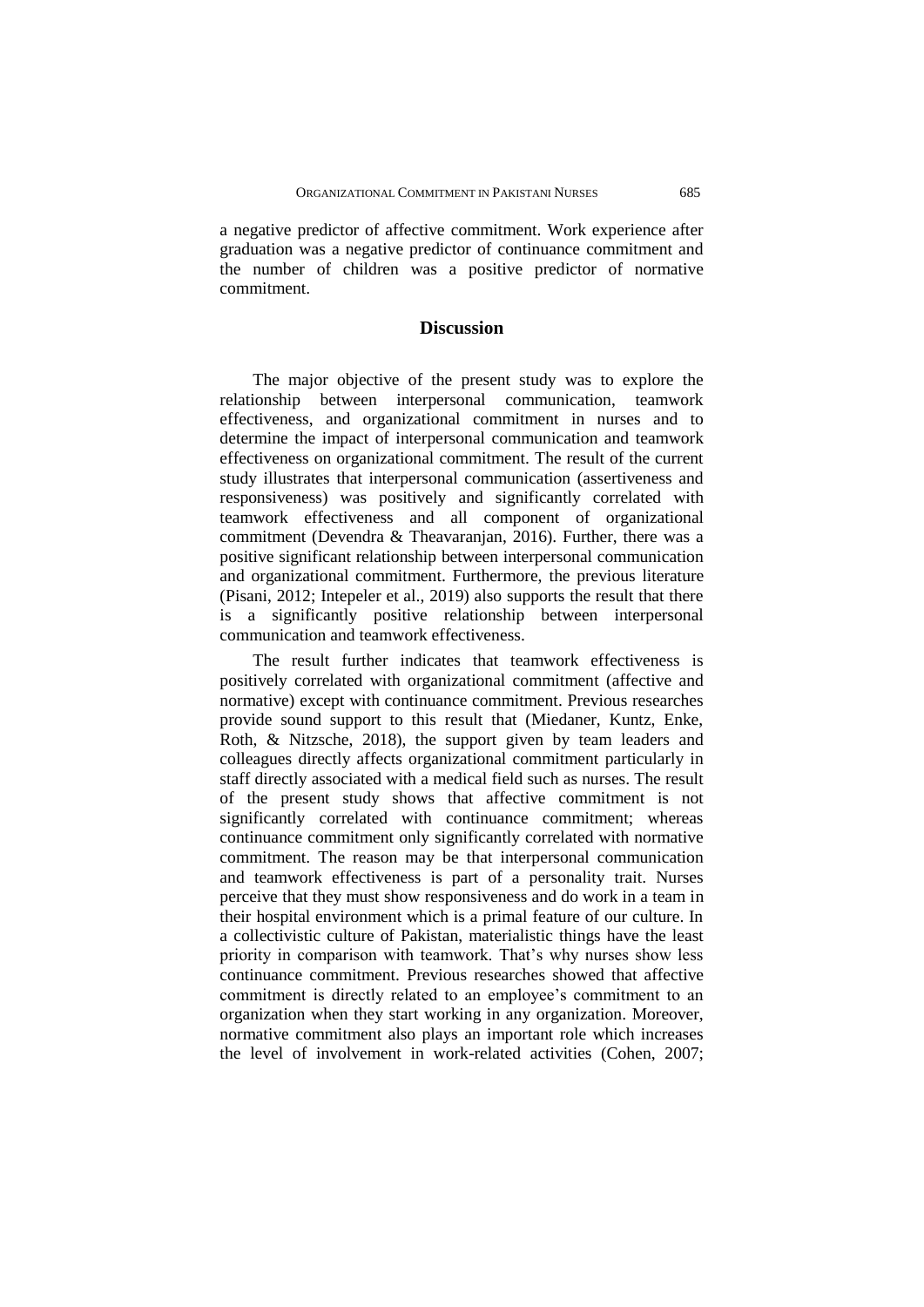a negative predictor of affective commitment. Work experience after graduation was a negative predictor of continuance commitment and the number of children was a positive predictor of normative commitment.

## Discussion

The major objective of the present study was to explore the relationship between interpersonal communication, teamwork effectiveness, and organizational commitment in nurses and to determine the impact of interpersonal communication and teamwork effectiveness on organizational commitment. The result of the current study illustrates that interpersonal communication (assertiveness and responsiveness) was positively and significantly correlated with teamwork effectiveness and all component of organizational commitment (Devendra & Theavaranjan, 2016). Further, there was a positive significant relationship between interpersonal communication and organizational commitment. Furthermore, the previous literature (Pisani, 2012; Intepeler et al., 2019) also supports the result that there is a significantly positive relationship between interpersonal communication and teamwork effectiveness.

The result further indicates that teamwork effectiveness is positively correlated with organizational commitment (affective and normative) except with continuance commitment. Previous researches provide sound support to this result that (Miedaner, Kuntz, Enke, Roth, & Nitzsche, 2018), the support given by team leaders and colleagues directly affects organizational commitment particularly in staff directly associated with a medical field such as nurses. The result of the present study shows that affective commitment is not significantly correlated with continuance commitment; whereas continuance commitment only significantly correlated with normative commitment. The reason may be that interpersonal communication and teamwork effectiveness is part of a personality trait. Nurses perceive that they must show responsiveness and do work in a team in their hospital environment which is a primal feature of our culture. In a collectivistic culture of Pakistan, materialistic things have the least priority in comparison with teamwork. That's why nurses show less continuance commitment. Previous researches showed that affective commitment is directly related to an employee's commitment to an organization when they start working in any organization. Moreover, normative commitment also plays an important role which increases the level of involvement in work-related activities (Cohen, 2007;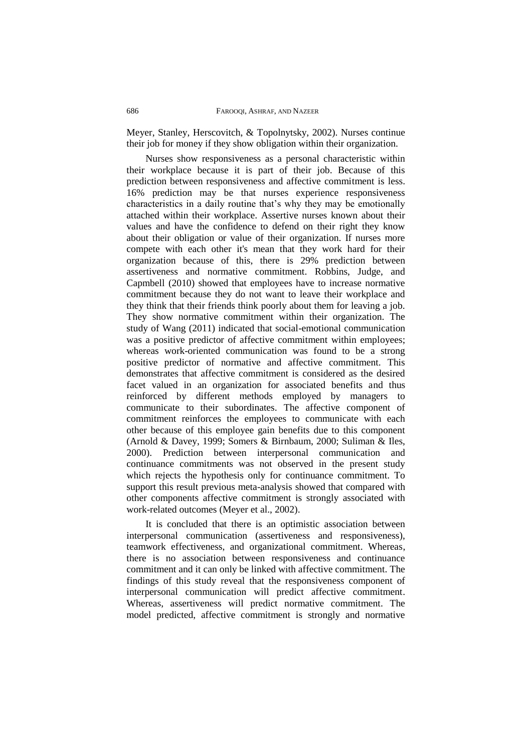Meyer, Stanley, Herscovitch, & Topolnytsky, 2002). Nurses continue their job for money if they show obligation within their organization.

Nurses show responsiveness as a personal characteristic within their workplace because it is part of their job. Because of this prediction between responsiveness and affective commitment is less. 16% prediction may be that nurses experience responsiveness characteristics in a daily routine that's why they may be emotionally attached within their workplace. Assertive nurses known about their values and have the confidence to defend on their right they know about their obligation or value of their organization. If nurses more compete with each other it's mean that they work hard for their organization because of this, there is 29% prediction between assertiveness and normative commitment. Robbins, Judge, and Capmbell (2010) showed that employees have to increase normative commitment because they do not want to leave their workplace and they think that their friends think poorly about them for leaving a job. They show normative commitment within their organization. The study of Wang (2011) indicated that social-emotional communication was a positive predictor of affective commitment within employees; whereas work-oriented communication was found to be a strong positive predictor of normative and affective commitment. This demonstrates that affective commitment is considered as the desired facet valued in an organization for associated benefits and thus reinforced by different methods employed by managers to communicate to their subordinates. The affective component of commitment reinforces the employees to communicate with each other because of this employee gain benefits due to this component (Arnold & Davey, 1999; Somers & Birnbaum, 2000; Suliman & Iles, 2000). Prediction between interpersonal communication and continuance commitments was not observed in the present study which rejects the hypothesis only for continuance commitment. To support this result previous meta-analysis showed that compared with other components affective commitment is strongly associated with work-related outcomes (Meyer et al., 2002).

It is concluded that there is an optimistic association between interpersonal communication (assertiveness and responsiveness), teamwork effectiveness, and organizational commitment. Whereas, there is no association between responsiveness and continuance commitment and it can only be linked with affective commitment. The findings of this study reveal that the responsiveness component of interpersonal communication will predict affective commitment. Whereas, assertiveness will predict normative commitment. The model predicted, affective commitment is strongly and normative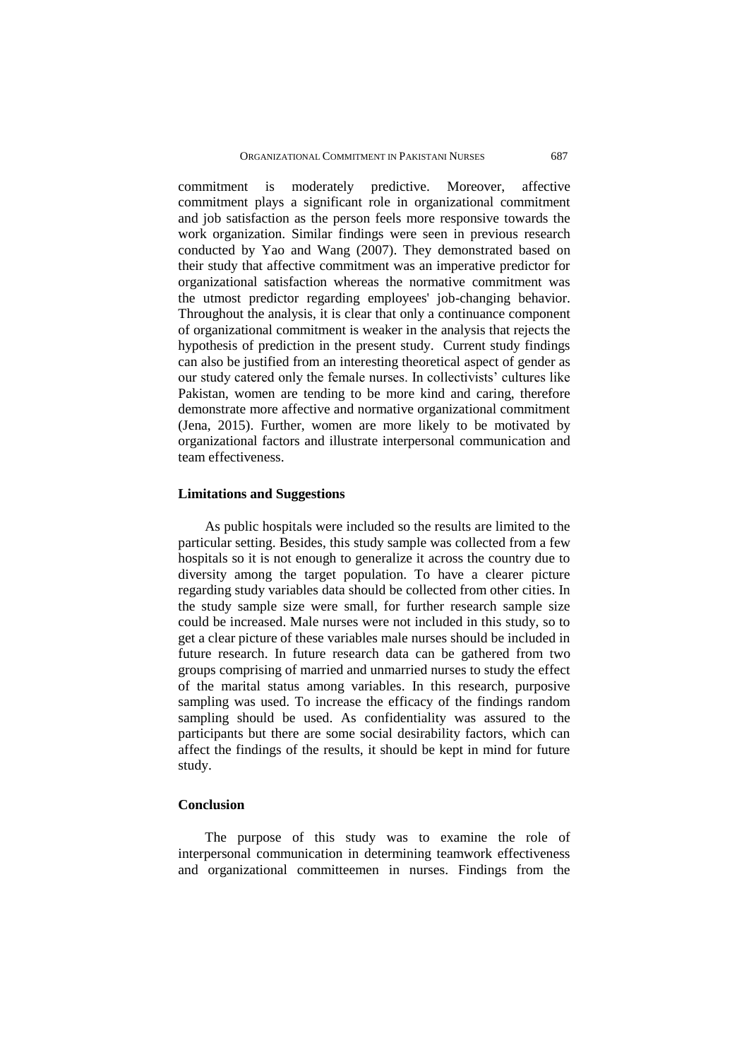commitment is moderately predictive. Moreover, affective commitment plays a significant role in organizational commitment and job satisfaction as the person feels more responsive towards the work organization. Similar findings were seen in previous research conducted by Yao and Wang (2007). They demonstrated based on their study that affective commitment was an imperative predictor for organizational satisfaction whereas the normative commitment was the utmost predictor regarding employees' job-changing behavior. Throughout the analysis, it is clear that only a continuance component of organizational commitment is weaker in the analysis that rejects the hypothesis of prediction in the present study. Current study findings can also be justified from an interesting theoretical aspect of gender as our study catered only the female nurses. In collectivists' cultures like Pakistan, women are tending to be more kind and caring, therefore demonstrate more affective and normative organizational commitment (Jena, 2015). Further, women are more likely to be motivated by organizational factors and illustrate interpersonal communication and team effectiveness.

## Limitations and Suggestions

As public hospitals were included so the results are limited to the particular setting. Besides, this study sample was collected from a few hospitals so it is not enough to generalize it across the country due to diversity among the target population. To have a clearer picture regarding study variables data should be collected from other cities. In the study sample size were small, for further research sample size could be increased. Male nurses were not included in this study, so to get a clear picture of these variables male nurses should be included in future research. In future research data can be gathered from two groups comprising of married and unmarried nurses to study the effect of the marital status among variables. In this research, purposive sampling was used. To increase the efficacy of the findings random sampling should be used. As confidentiality was assured to the participants but there are some social desirability factors, which can affect the findings of the results, it should be kept in mind for future study.

## Conclusion

The purpose of this study was to examine the role of interpersonal communication in determining teamwork effectiveness and organizational committeemen in nurses. Findings from the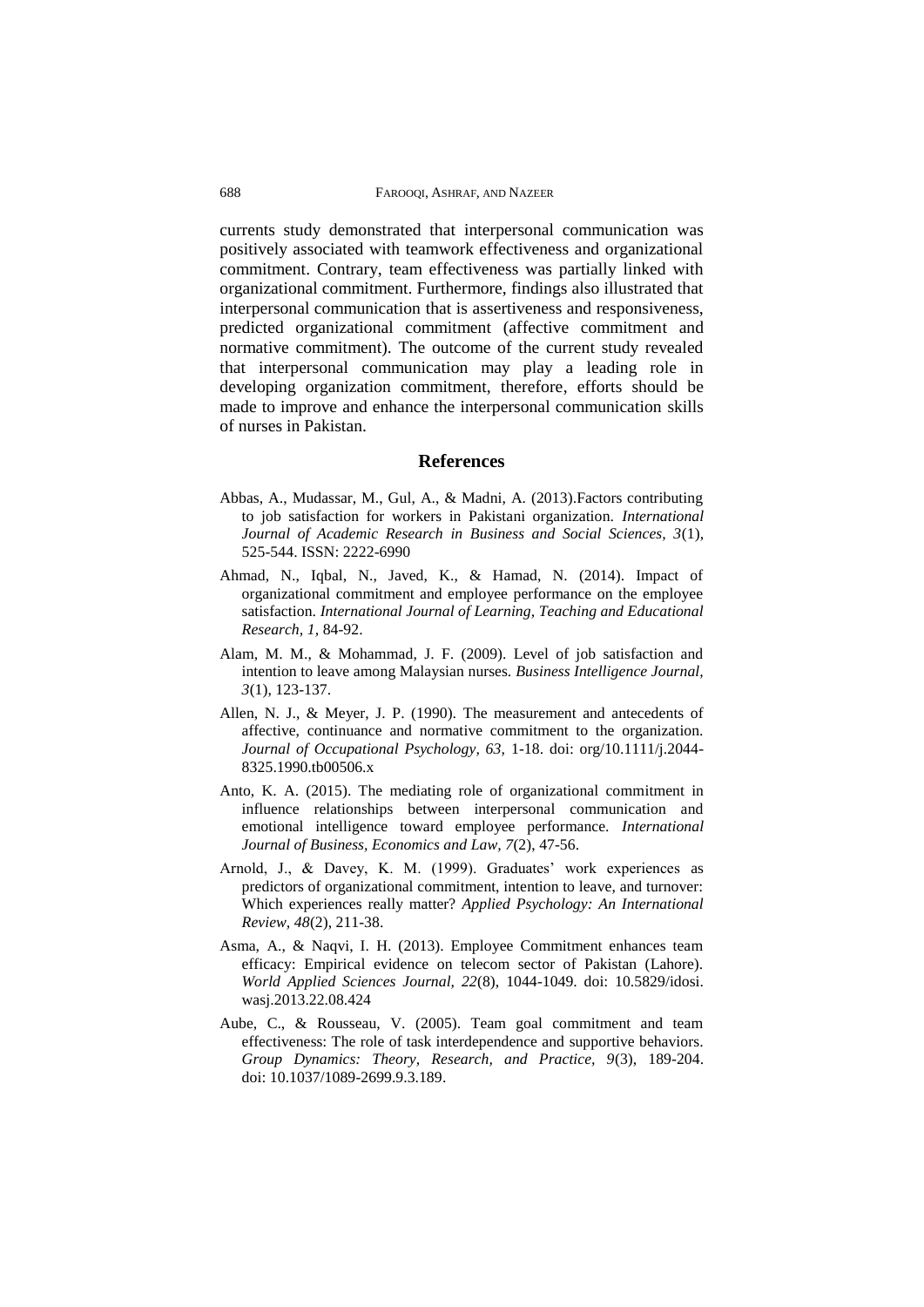currents study demonstrated that interpersonal communication was positively associated with teamwork effectiveness and organizational commitment. Contrary, team effectiveness was partially linked with organizational commitment. Furthermore, findings also illustrated that interpersonal communication that is assertiveness and responsiveness, predicted organizational commitment (affective commitment and normative commitment). The outcome of the current study revealed that interpersonal communication may play a leading role in developing organization commitment, therefore, efforts should be made to improve and enhance the interpersonal communication skills of nurses in Pakistan.

## References

Abbas, A., Mudassar, M., Gul, A., & Madni, A. (2013).Factors contributing to job satisfaction for workers in Pakistani organization. *International Journal of Academic Research in Business and Social Sciences, 3*(1), 525-544. ISSN: 2222-6990

Ahmad, N., Iqbal, N., Javed, K., & Hamad, N. (2014). Impact of organizational commitment and employee performance on the employee satisfaction. *International Journal of Learning, Teaching and Educational Research, 1,* 84-92.

Alam, M. M., & Mohammad, J. F. (2009). Level of job satisfaction and intention to leave among Malaysian nurses. *Business Intelligence Journal, 3*(1), 123-137.

Allen, N. J., & Meyer, J. P. (1990). The measurement and antecedents of affective, continuance and normative commitment to the organization. *Journal of Occupational Psychology, 63,* 1-18. doi: org/10.1111/j.2044-8325.1990.tb00506.x

Anto, K. A. (2015). The mediating role of organizational commitment in influence relationships between interpersonal communication and emotional intelligence toward employee performance. *International Journal of Business, Economics and Law, 7*(2), 47-56.

Arnold, J., & Davey, K. M. (1999). Graduates' work experiences as predictors of organizational commitment, intention to leave, and turnover: Which experiences really matter? *Applied Psychology: An International Review, 48*(2), 211-38.

Asma, A., & Naqvi, I. H. (2013). Employee Commitment enhances team efficacy: Empirical evidence on telecom sector of Pakistan (Lahore). *World Applied Sciences Journal, 22*(8), 1044-1049. doi: 10.5829/idosi.wasj.2013.22.08.424

Aube, C., & Rousseau, V. (2005). Team goal commitment and team effectiveness: The role of task interdependence and supportive behaviors. *Group Dynamics: Theory, Research, and Practice, 9*(3), 189-204. doi: 10.1037/1089-2699.9.3.189.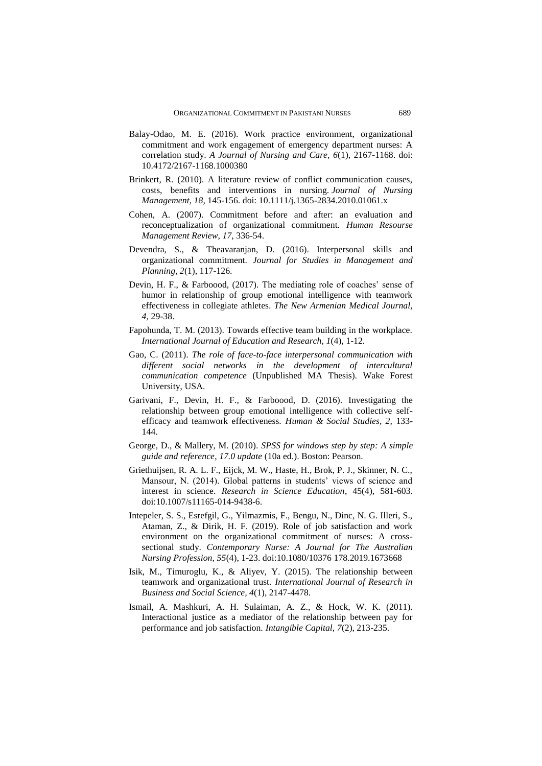Balay-Odao, M. E. (2016). Work practice environment, organizational commitment and work engagement of emergency department nurses: A correlation study. *A Journal of Nursing and Care, 6*(1), 2167-1168. doi: 10.4172/2167-1168.1000380

Brinkert, R. (2010). A literature review of conflict communication causes, costs, benefits and interventions in nursing. *Journal of Nursing Management, 18,* 145-156. doi: 10.1111/j.1365-2834.2010.01061.x

Cohen, A. (2007). Commitment before and after: an evaluation and reconceptualization of organizational commitment. *Human Resourse Management Review, 17*, 336-54.

Devendra, S., & Theavaranjan, D. (2016). Interpersonal skills and organizational commitment. *Journal for Studies in Management and Planning, 2*(1), 117-126.

Devin, H. F., & Farboood, (2017). The mediating role of coaches' sense of humor in relationship of group emotional intelligence with teamwork effectiveness in collegiate athletes. *The New Armenian Medical Journal, 4,* 29-38.

Fapohunda, T. M. (2013). Towards effective team building in the workplace. *International Journal of Education and Research, 1*(4), 1-12.

Gao, C. (2011). *The role of face-to-face interpersonal communication with different social networks in the development of intercultural communication competence* (Unpublished MA Thesis). Wake Forest University, USA.

Garivani, F., Devin, H. F., & Farboood, D. (2016). Investigating the relationship between group emotional intelligence with collective self-efficacy and teamwork effectiveness. *Human & Social Studies, 2,* 133-144.

George, D., & Mallery, M. (2010). *SPSS for windows step by step: A simple guide and reference, 17.0 update* (10a ed.). Boston: Pearson.

Griethuijsen, R. A. L. F., Eijck, M. W., Haste, H., Brok, P. J., Skinner, N. C., Mansour, N. (2014). Global patterns in students' views of science and interest in science. *Research in Science Education*, 45(4), 581-603. doi:10.1007/s11165-014-9438-6.

Intepeler, S. S., Esrefgil, G., Yilmazmis, F., Bengu, N., Dinc, N. G. Illeri, S., Ataman, Z., & Dirik, H. F. (2019). Role of job satisfaction and work environment on the organizational commitment of nurses: A cross-sectional study. *Contemporary Nurse: A Journal for The Australian Nursing Profession, 55*(4), 1-23. doi:10.1080/10376 178.2019.1673668

Isik, M., Timuroglu, K., & Aliyev, Y. (2015). The relationship between teamwork and organizational trust. *International Journal of Research in Business and Social Science, 4*(1), 2147-4478.

Ismail, A. Mashkuri, A. H. Sulaiman, A. Z., & Hock, W. K. (2011). Interactional justice as a mediator of the relationship between pay for performance and job satisfaction. *Intangible Capital, 7*(2), 213-235.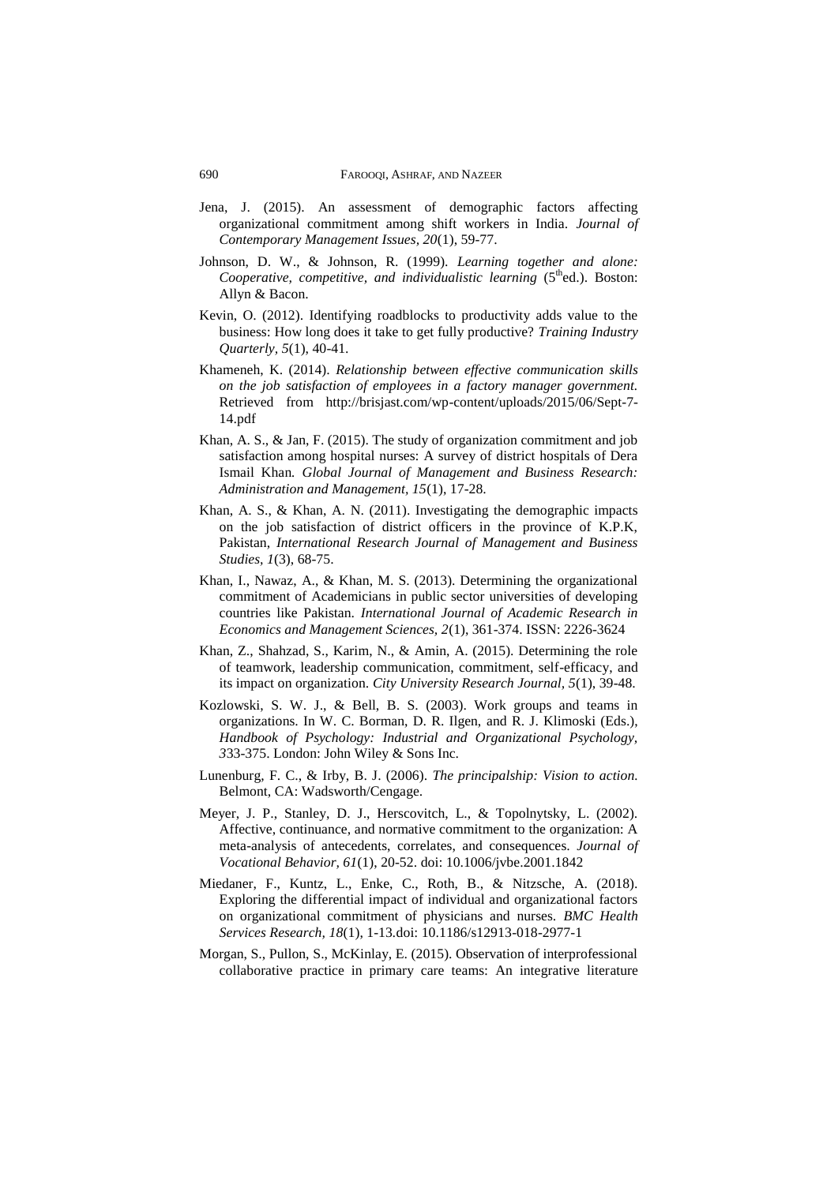Jena, J. (2015). An assessment of demographic factors affecting organizational commitment among shift workers in India. *Journal of Contemporary Management Issues, 20*(1), 59-77.

Johnson, D. W., & Johnson, R. (1999). *Learning together and alone: Cooperative, competitive, and individualistic learning* (5th ed.). Boston: Allyn & Bacon.

Kevin, O. (2012). Identifying roadblocks to productivity adds value to the business: How long does it take to get fully productive? *Training Industry Quarterly, 5*(1), 40-41.

Khameneh, K. (2014). *Relationship between effective communication skills on the job satisfaction of employees in a factory manager government.* Retrieved from http://brisjast.com/wp-content/uploads/2015/06/Sept-7-14.pdf

Khan, A. S., & Jan, F. (2015). The study of organization commitment and job satisfaction among hospital nurses: A survey of district hospitals of Dera Ismail Khan. *Global Journal of Management and Business Research: Administration and Management, 15*(1), 17-28.

Khan, A. S., & Khan, A. N. (2011). Investigating the demographic impacts on the job satisfaction of district officers in the province of K.P.K, Pakistan, *International Research Journal of Management and Business Studies, 1*(3), 68-75.

Khan, I., Nawaz, A., & Khan, M. S. (2013). Determining the organizational commitment of Academicians in public sector universities of developing countries like Pakistan. *International Journal of Academic Research in Economics and Management Sciences, 2*(1), 361-374. ISSN: 2226-3624

Khan, Z., Shahzad, S., Karim, N., & Amin, A. (2015). Determining the role of teamwork, leadership communication, commitment, self-efficacy, and its impact on organization. *City University Research Journal, 5*(1), 39-48.

Kozlowski, S. W. J., & Bell, B. S. (2003). Work groups and teams in organizations. In W. C. Borman, D. R. Ilgen, and R. J. Klimoski (Eds.), *Handbook of Psychology: Industrial and Organizational Psychology, 3*33-375. London: John Wiley & Sons Inc.

Lunenburg, F. C., & Irby, B. J. (2006). *The principalship: Vision to action.* Belmont, CA: Wadsworth/Cengage.

Meyer, J. P., Stanley, D. J., Herscovitch, L., & Topolnytsky, L. (2002). Affective, continuance, and normative commitment to the organization: A meta-analysis of antecedents, correlates, and consequences. *Journal of Vocational Behavior, 61*(1), 20-52. doi: 10.1006/jvbe.2001.1842

Miedaner, F., Kuntz, L., Enke, C., Roth, B., & Nitzsche, A. (2018). Exploring the differential impact of individual and organizational factors on organizational commitment of physicians and nurses. *BMC Health Services Research, 18*(1), 1-13.doi: 10.1186/s12913-018-2977-1

Morgan, S., Pullon, S., McKinlay, E. (2015). Observation of interprofessional collaborative practice in primary care teams: An integrative literature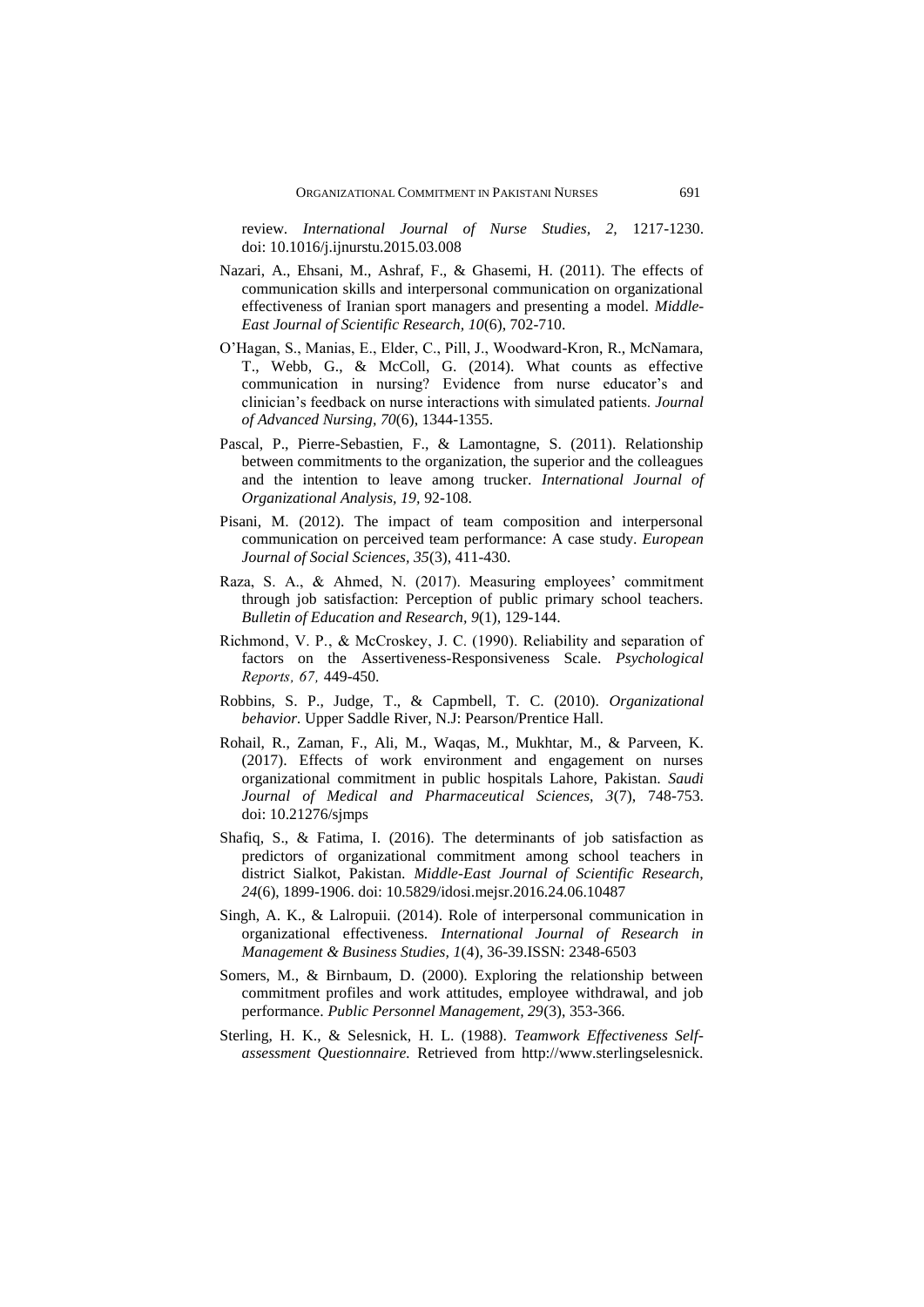review. *International Journal of Nurse Studies, 2,* 1217-1230. doi: 10.1016/j.ijnurstu.2015.03.008

Nazari, A., Ehsani, M., Ashraf, F., & Ghasemi, H. (2011). The effects of communication skills and interpersonal communication on organizational effectiveness of Iranian sport managers and presenting a model. *Middle-East Journal of Scientific Research, 10*(6), 702-710.

O'Hagan, S., Manias, E., Elder, C., Pill, J., Woodward-Kron, R., McNamara, T., Webb, G., & McColl, G. (2014). What counts as effective communication in nursing? Evidence from nurse educator's and clinician's feedback on nurse interactions with simulated patients. *Journal of Advanced Nursing, 70*(6), 1344-1355.

Pascal, P., Pierre-Sebastien, F., & Lamontagne, S. (2011). Relationship between commitments to the organization, the superior and the colleagues and the intention to leave among trucker. *International Journal of Organizational Analysis, 19*, 92-108.

Pisani, M. (2012). The impact of team composition and interpersonal communication on perceived team performance: A case study. *European Journal of Social Sciences, 35*(3), 411-430.

Raza, S. A., & Ahmed, N. (2017). Measuring employees' commitment through job satisfaction: Perception of public primary school teachers. *Bulletin of Education and Research, 9*(1), 129-144.

Richmond, V. P., & McCroskey, J. C. (1990). Reliability and separation of factors on the Assertiveness-Responsiveness Scale. *Psychological Reports, 67,* 449-450.

Robbins, S. P., Judge, T., & Capmbell, T. C. (2010). *Organizational behavior.* Upper Saddle River, N.J: Pearson/Prentice Hall.

Rohail, R., Zaman, F., Ali, M., Waqas, M., Mukhtar, M., & Parveen, K. (2017). Effects of work environment and engagement on nurses organizational commitment in public hospitals Lahore, Pakistan. *Saudi Journal of Medical and Pharmaceutical Sciences, 3*(7), 748-753. doi: 10.21276/sjmps

Shafiq, S., & Fatima, I. (2016). The determinants of job satisfaction as predictors of organizational commitment among school teachers in district Sialkot, Pakistan. *Middle-East Journal of Scientific Research, 24*(6), 1899-1906. doi: 10.5829/idosi.mejsr.2016.24.06.10487

Singh, A. K., & Lalropuii. (2014). Role of interpersonal communication in organizational effectiveness. *International Journal of Research in Management & Business Studies, 1*(4), 36-39.ISSN: 2348-6503

Somers, M., & Birnbaum, D. (2000). Exploring the relationship between commitment profiles and work attitudes, employee withdrawal, and job performance. *Public Personnel Management, 29*(3), 353-366.

Sterling, H. K., & Selesnick, H. L. (1988). *Teamwork Effectiveness Self-assessment Questionnaire.* Retrieved from http://www.sterlingselesnick.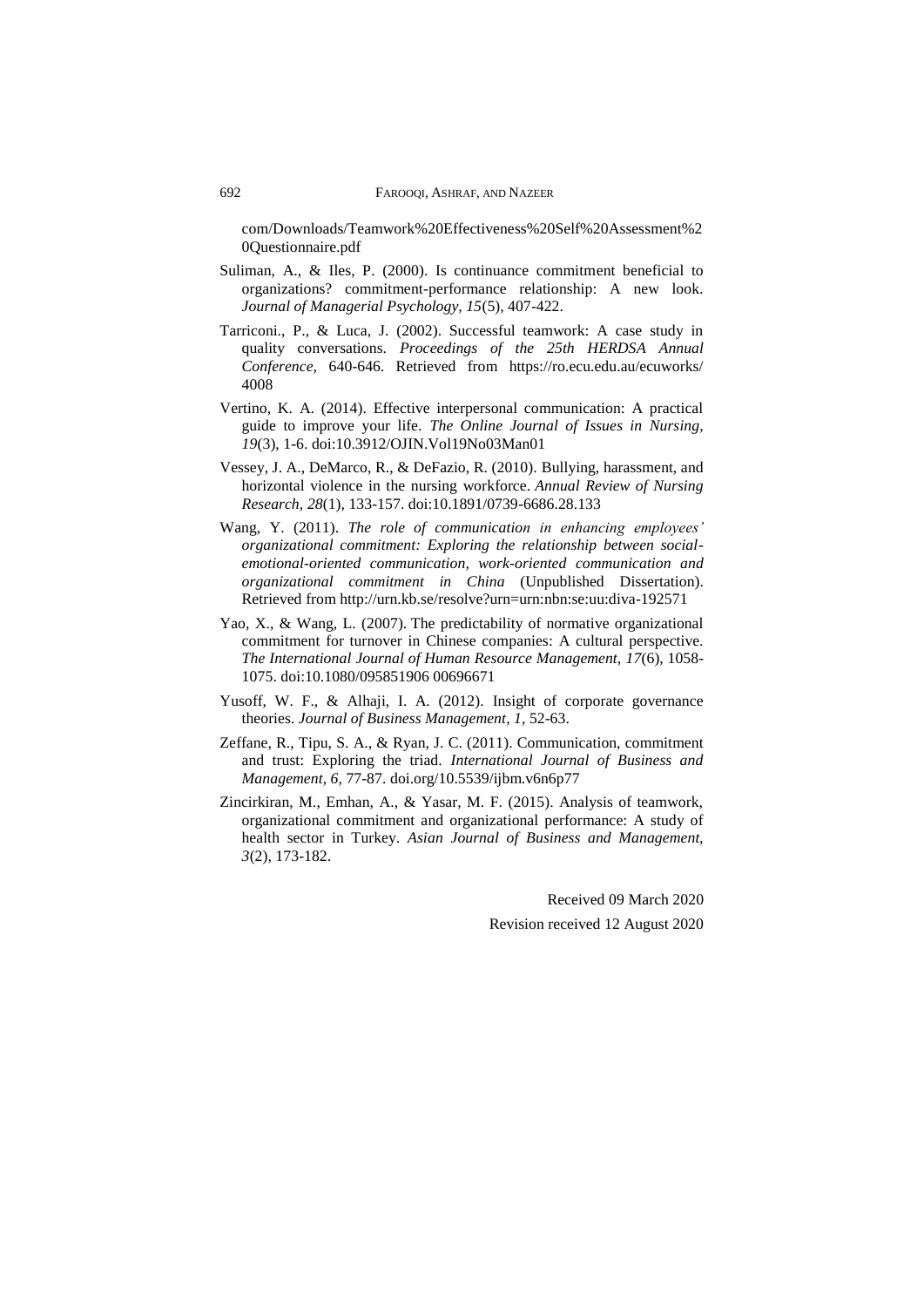com/Downloads/Teamwork%20Effectiveness%20Self%20Assessment%20Questionnaire.pdf

Suliman, A., & Iles, P. (2000). Is continuance commitment beneficial to organizations? commitment-performance relationship: A new look. *Journal of Managerial Psychology, 15*(5), 407-422.

Tarriconi., P., & Luca, J. (2002). Successful teamwork: A case study in quality conversations. *Proceedings of the 25th HERDSA Annual Conference,* 640-646. Retrieved from https://ro.ecu.edu.au/ecuworks/4008

Vertino, K. A. (2014). Effective interpersonal communication: A practical guide to improve your life. *The Online Journal of Issues in Nursing, 19*(3), 1-6. doi:10.3912/OJIN.Vol19No03Man01

Vessey, J. A., DeMarco, R., & DeFazio, R. (2010). Bullying, harassment, and horizontal violence in the nursing workforce. *Annual Review of Nursing Research, 28*(1), 133-157. doi:10.1891/0739-6686.28.133

Wang, Y. (2011). *The role of communication in enhancing employees' organizational commitment: Exploring the relationship between social-emotional-oriented communication, work-oriented communication and organizational commitment in China* (Unpublished Dissertation). Retrieved from http://urn.kb.se/resolve?urn=urn:nbn:se:uu:diva-192571

Yao, X., & Wang, L. (2007). The predictability of normative organizational commitment for turnover in Chinese companies: A cultural perspective. *The International Journal of Human Resource Management, 17*(6), 1058-1075. doi:10.1080/095851906 00696671

Yusoff, W. F., & Alhaji, I. A. (2012). Insight of corporate governance theories. *Journal of Business Management, 1*, 52-63.

Zeffane, R., Tipu, S. A., & Ryan, J. C. (2011). Communication, commitment and trust: Exploring the triad. *International Journal of Business and Management, 6,* 77-87. doi.org/10.5539/ijbm.v6n6p77

Zincirkiran, M., Emhan, A., & Yasar, M. F. (2015). Analysis of teamwork, organizational commitment and organizational performance: A study of health sector in Turkey. *Asian Journal of Business and Management, 3*(2), 173-182.

Received 09 March 2020

Revision received 12 August 2020